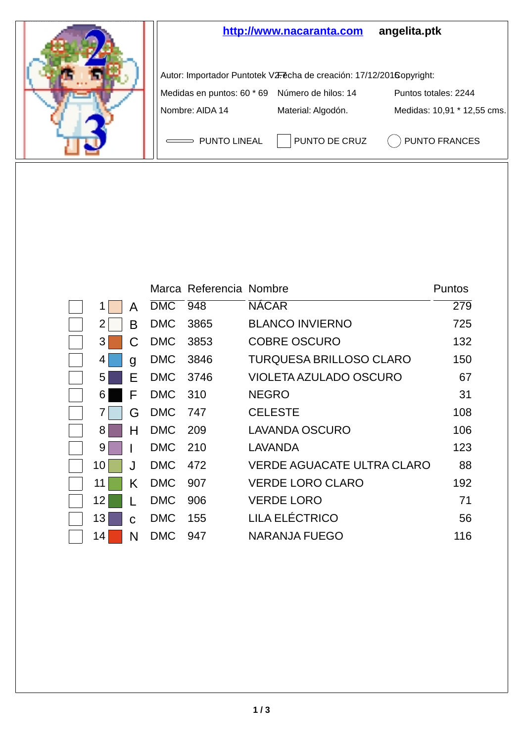http://www.nacaranta.com angelita.ptk

Autor: Importador Puntotek V2.7 Fecha de creación: 17/12/2016 Copyright:

Medidas en puntos: 60 * 69 Número de hilos: 14 Puntos totales: 2244

Nombre: AIDA 14 Material: Algodón. Medidas: 10,91 * 12,55 cms.

PUNTO LINEAL PUNTO DE CRUZ PUNTO FRANCES

| | | | Marca | Referencia | Nombre | Puntos |
|---|---|---|---|---|---|---|
| | 1 | A | DMC | 948 | NÁCAR | 279 |
| | 2 | B | DMC | 3865 | BLANCO INVIERNO | 725 |
| | 3 | C | DMC | 3853 | COBRE OSCURO | 132 |
| | 4 | g | DMC | 3846 | TURQUESA BRILLOSO CLARO | 150 |
| | 5 | E | DMC | 3746 | VIOLETA AZULADO OSCURO | 67 |
| | 6 | F | DMC | 310 | NEGRO | 31 |
| | 7 | G | DMC | 747 | CELESTE | 108 |
| | 8 | H | DMC | 209 | LAVANDA OSCURO | 106 |
| | 9 | I | DMC | 210 | LAVANDA | 123 |
| | 10 | J | DMC | 472 | VERDE AGUACATE ULTRA CLARO | 88 |
| | 11 | K | DMC | 907 | VERDE LORO CLARO | 192 |
| | 12 | L | DMC | 906 | VERDE LORO | 71 |
| | 13 | c | DMC | 155 | LILA ELÉCTRICO | 56 |
| | 14 | N | DMC | 947 | NARANJA FUEGO | 116 |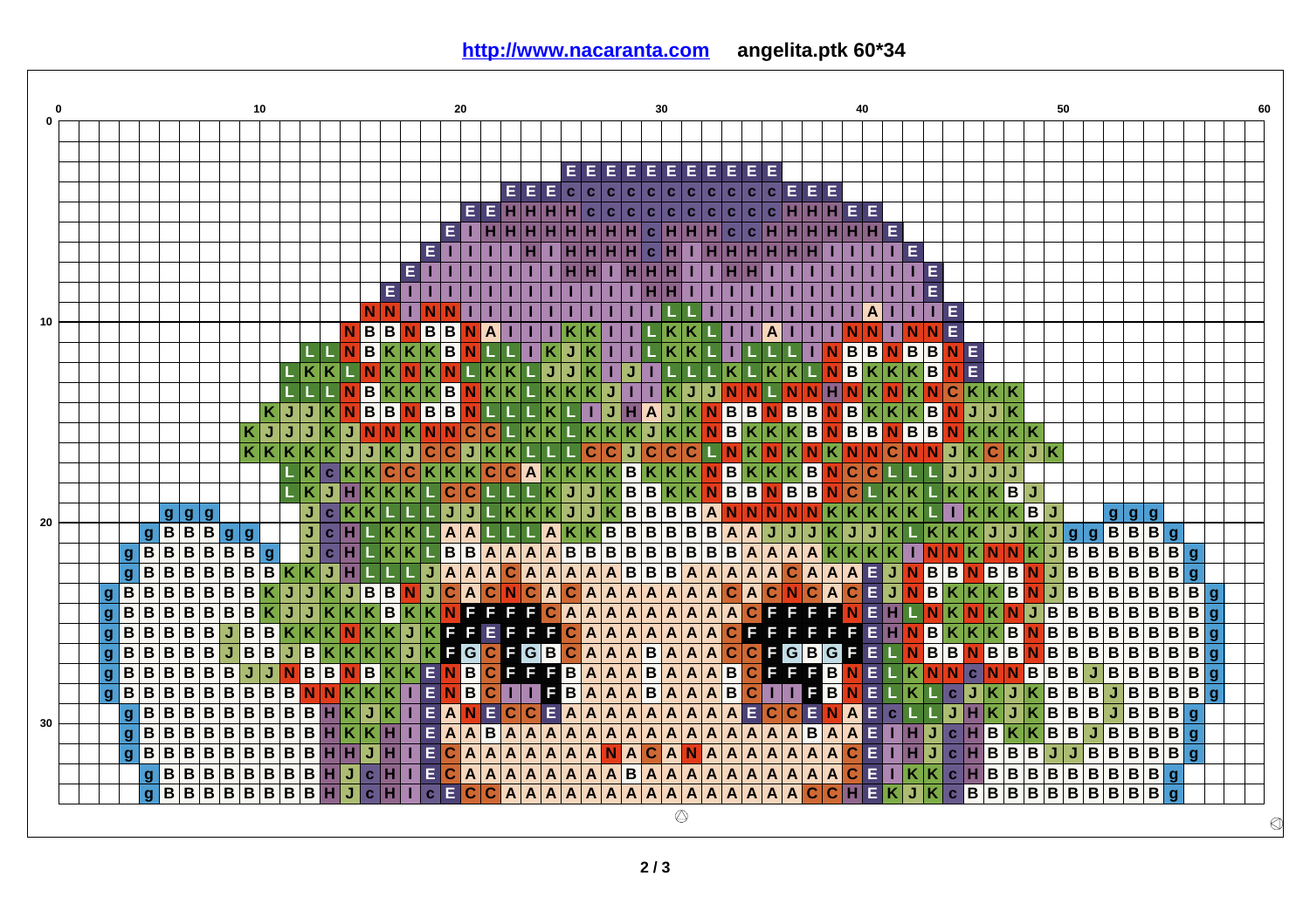**http://www.nacaranta.com** **angelita.ptk 60*34**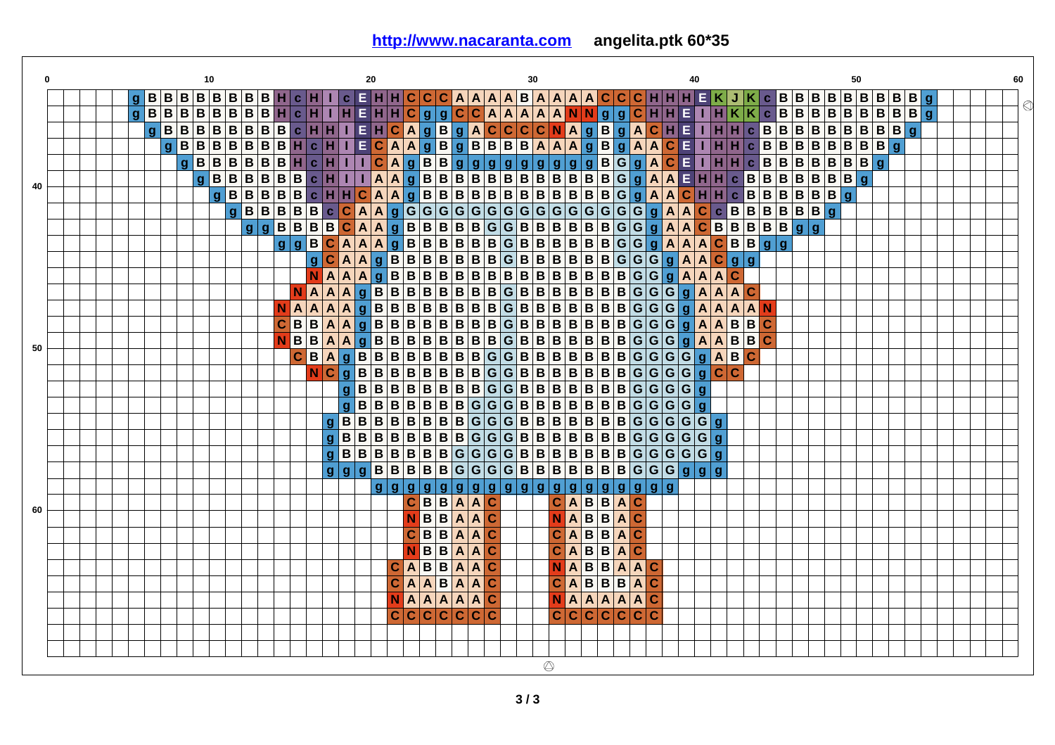**http://www.nacaranta.com** **angelita.ptk 60*35**

0

10

20

30

40

50

60

40

50

60